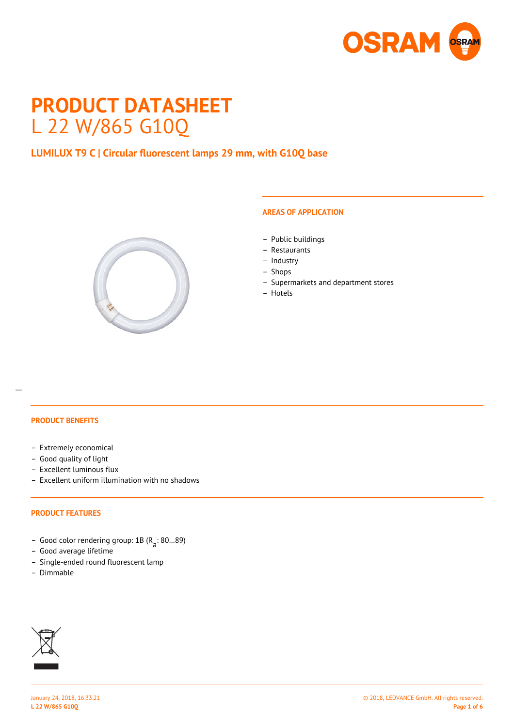# PRODUCT DATASHEET

L 22 W/865 G10Q

## LUMILUX T9 C | Circular fluorescent lamps 29 mm, with G10Q base

### AREAS OF APPLICATION

- Public buildings
- Restaurants
- Industry
- Shops
- Supermarkets and department stores
- Hotels

### PRODUCT BENEFITS

- Extremely economical
- Good quality of light
- Excellent luminous flux
- Excellent uniform illumination with no shadows

### PRODUCT FEATURES

- Good color rendering group: 1B ($R_a$: 80…89)
- Good average lifetime
- Single-ended round fluorescent lamp
- Dimmable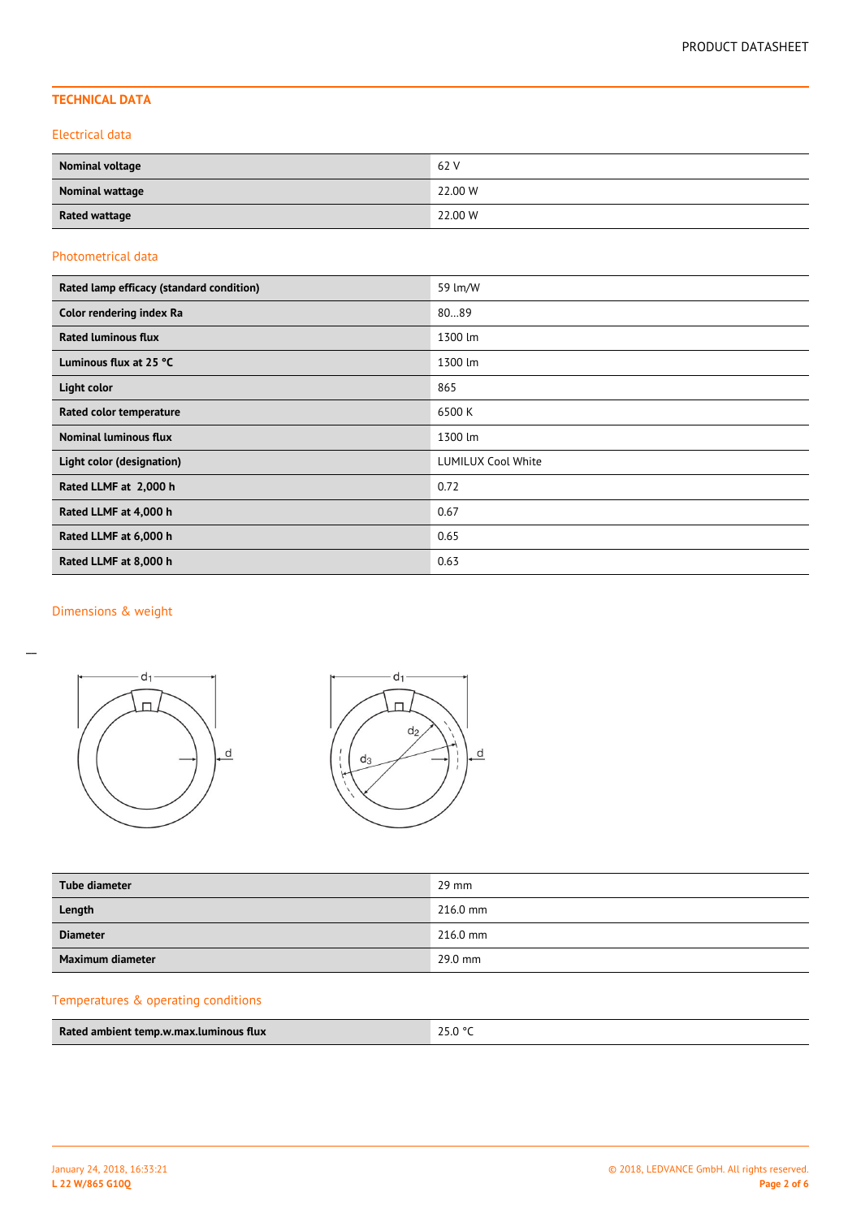## TECHNICAL DATA

### Electrical data

| | |
|---|---|
| **Nominal voltage** | 62 V |
| **Nominal wattage** | 22.00 W |
| **Rated wattage** | 22.00 W |

### Photometrical data

| | |
|---|---|
| **Rated lamp efficacy (standard condition)** | 59 lm/W |
| **Color rendering index Ra** | 80…89 |
| **Rated luminous flux** | 1300 lm |
| **Luminous flux at 25 °C** | 1300 lm |
| **Light color** | 865 |
| **Rated color temperature** | 6500 K |
| **Nominal luminous flux** | 1300 lm |
| **Light color (designation)** | LUMILUX Cool White |
| **Rated LLMF at 2,000 h** | 0.72 |
| **Rated LLMF at 4,000 h** | 0.67 |
| **Rated LLMF at 6,000 h** | 0.65 |
| **Rated LLMF at 8,000 h** | 0.63 |

### Dimensions & weight

| | |
|---|---|
| **Tube diameter** | 29 mm |
| **Length** | 216.0 mm |
| **Diameter** | 216.0 mm |
| **Maximum diameter** | 29.0 mm |

### Temperatures & operating conditions

| | |
|---|---|
| **Rated ambient temp.w.max.luminous flux** | 25.0 °C |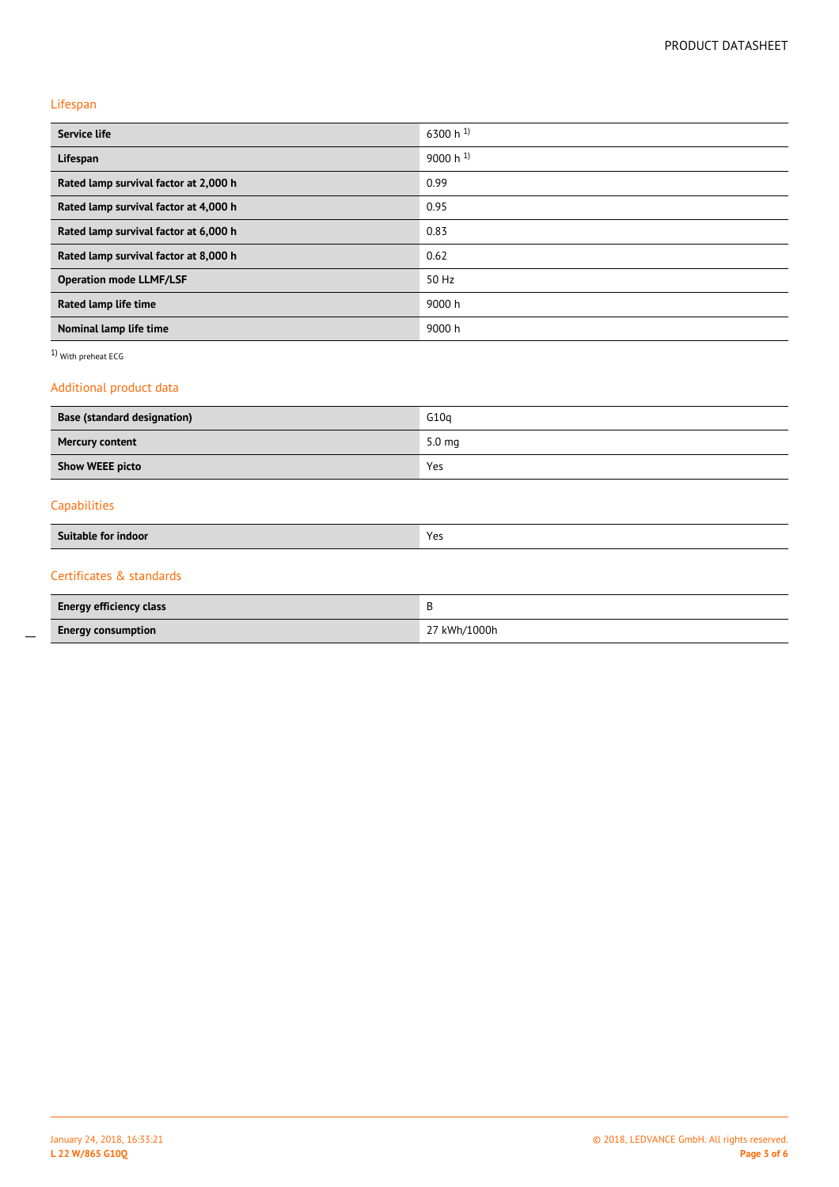## Lifespan

| | |
|---|---|
| **Service life** | 6300 h [1] |
| **Lifespan** | 9000 h [1] |
| **Rated lamp survival factor at 2,000 h** | 0.99 |
| **Rated lamp survival factor at 4,000 h** | 0.95 |
| **Rated lamp survival factor at 6,000 h** | 0.83 |
| **Rated lamp survival factor at 8,000 h** | 0.62 |
| **Operation mode LLMF/LSF** | 50 Hz |
| **Rated lamp life time** | 9000 h |
| **Nominal lamp life time** | 9000 h |

[1] With preheat ECG

## Additional product data

| | |
|---|---|
| **Base (standard designation)** | G10q |
| **Mercury content** | 5.0 mg |
| **Show WEEE picto** | Yes |

## Capabilities

| | |
|---|---|
| **Suitable for indoor** | Yes |

## Certificates & standards

| | |
|---|---|
| **Energy efficiency class** | B |
| **Energy consumption** | 27 kWh/1000h |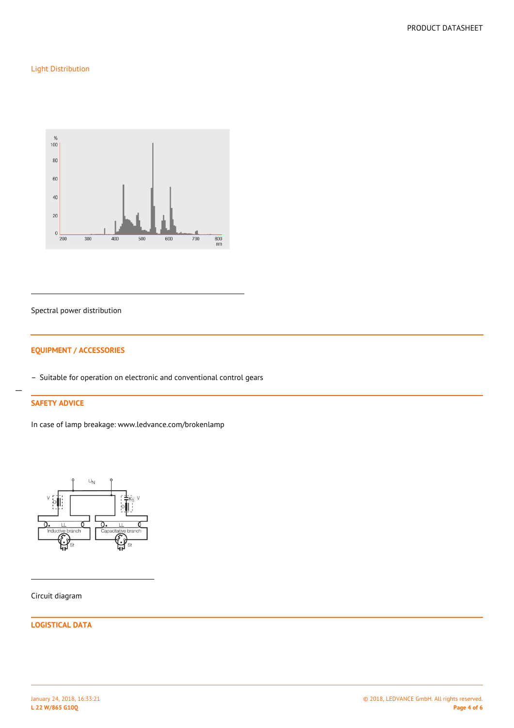## Light Distribution

Spectral power distribution

## EQUIPMENT / ACCESSORIES

- Suitable for operation on electronic and conventional control gears

## SAFETY ADVICE

In case of lamp breakage: www.ledvance.com/brokenlamp

Circuit diagram

## LOGISTICAL DATA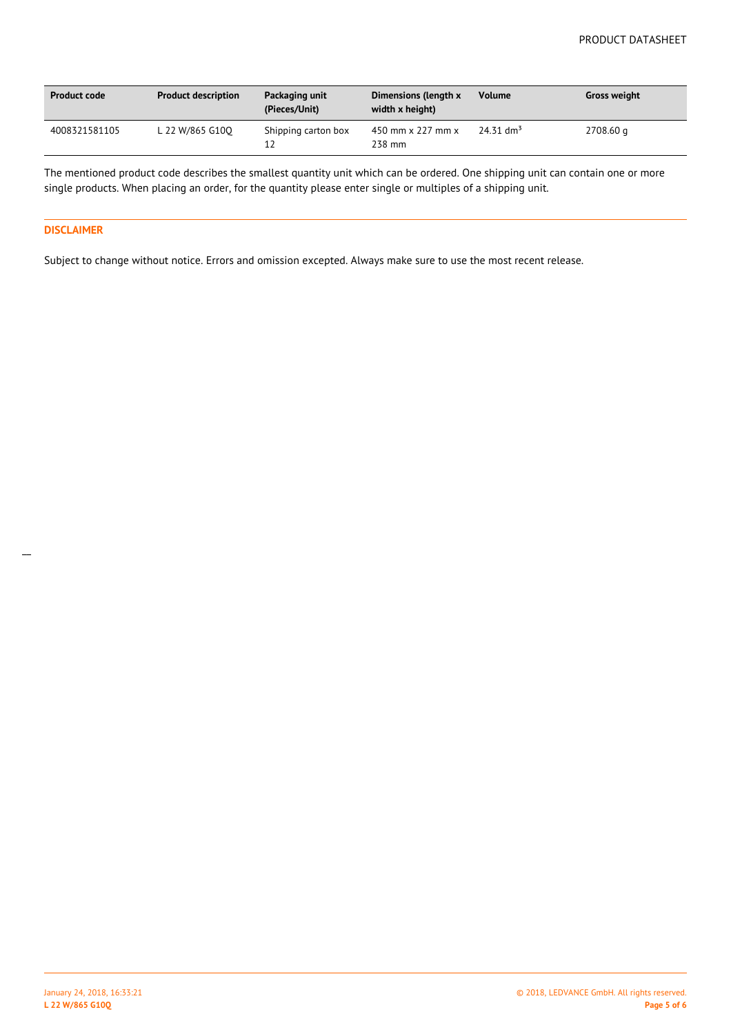| Product code | Product description | Packaging unit (Pieces/Unit) | Dimensions (length x width x height) | Volume | Gross weight |
|---|---|---|---|---|---|
| 4008321581105 | L 22 W/865 G10Q | Shipping carton box 12 | 450 mm x 227 mm x 238 mm | 24.31 $dm^3$ | 2708.60 g |

The mentioned product code describes the smallest quantity unit which can be ordered. One shipping unit can contain one or more single products. When placing an order, for the quantity please enter single or multiples of a shipping unit.

## DISCLAIMER

Subject to change without notice. Errors and omission excepted. Always make sure to use the most recent release.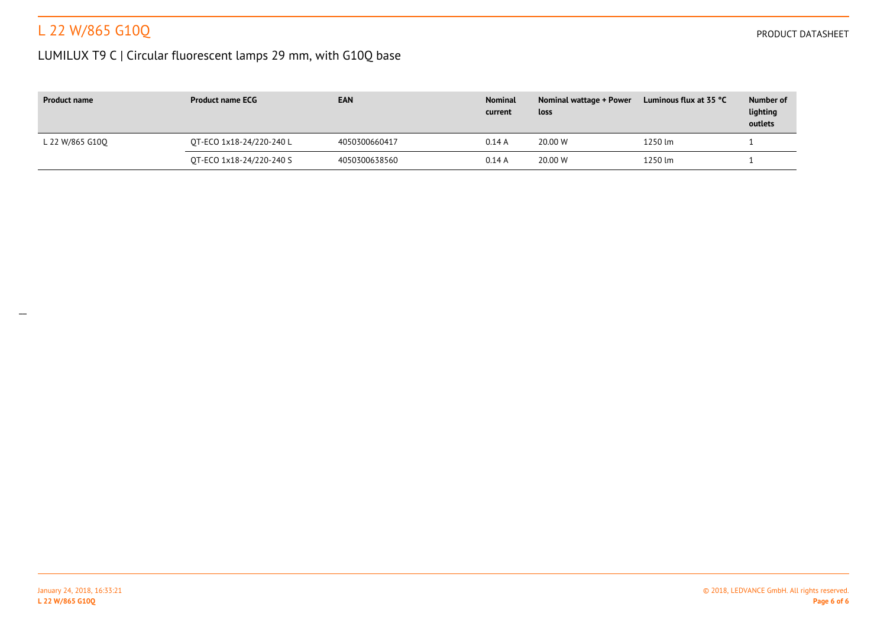# L 22 W/865 G10Q

## LUMILUX T9 C | Circular fluorescent lamps 29 mm, with G10Q base

| Product name | Product name ECG | EAN | Nominal current | Nominal wattage + Power loss | Luminous flux at 35 °C | Number of lighting outlets |
|---|---|---|---|---|---|---|
| L 22 W/865 G10Q | QT-ECO 1x18-24/220-240 L | 4050300660417 | 0.14 A | 20.00 W | 1250 lm | 1 |
| | QT-ECO 1x18-24/220-240 S | 4050300638560 | 0.14 A | 20.00 W | 1250 lm | 1 |